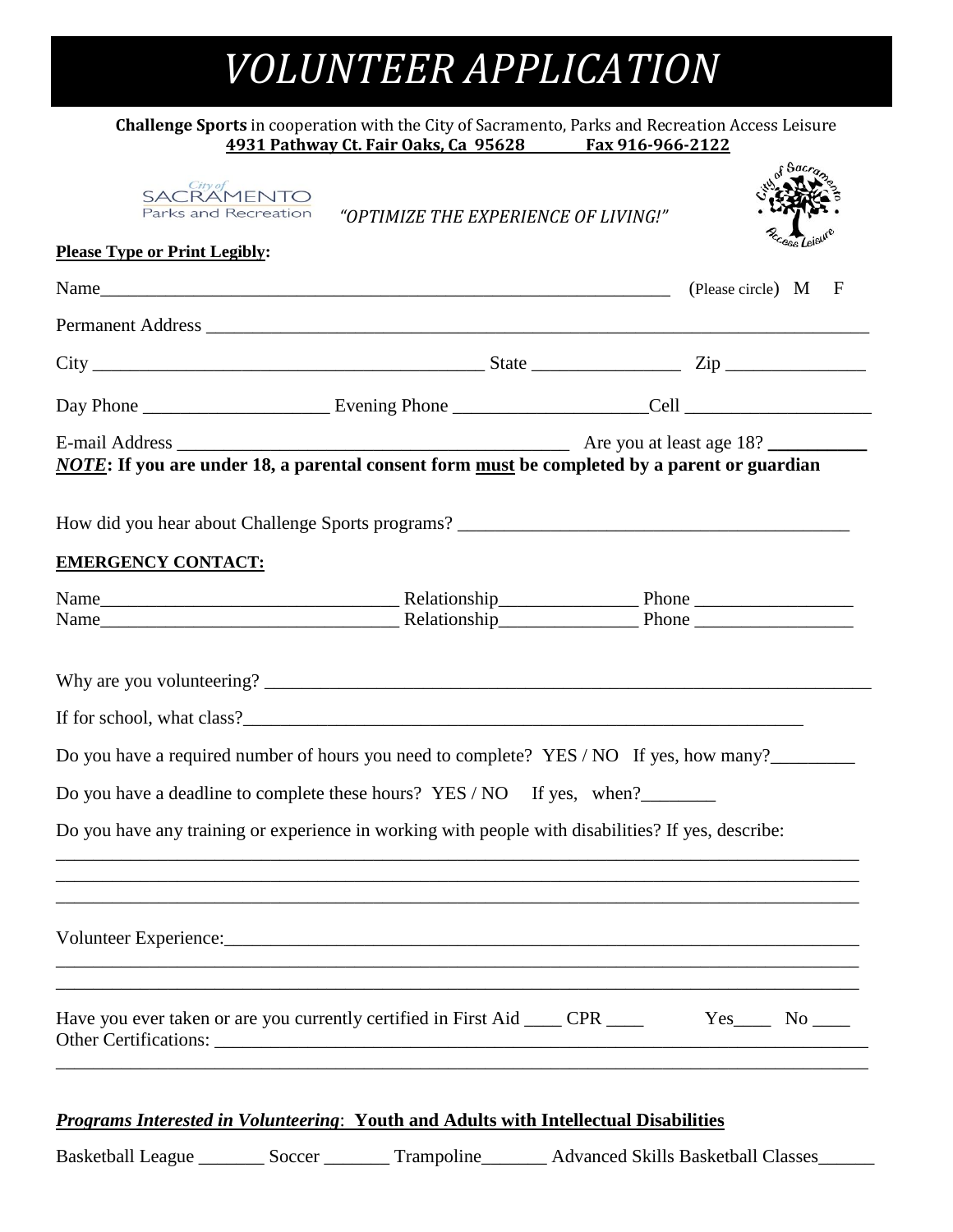# VOLUNTEER APPLICATION

**Challenge Sports** in cooperation with the City of Sacramento, Parks and Recreation Access Leisure
**4931 Pathway Ct. Fair Oaks, Ca 95628 Fax 916-966-2122**

City of SACRAMENTO Parks and Recreation

*"OPTIMIZE THE EXPERIENCE OF LIVING!"*

City of Sacramento Access Leisure

**Please Type or Print Legibly:**

Name_______________________________________________ (Please circle) M F

Permanent Address _______________________________________________

City ______________________________ State ______________ Zip ______________

Day Phone ________________ Evening Phone __________________ Cell ________________

E-mail Address ______________________________ Are you at least age 18? __________

***NOTE*: If you are under 18, a parental consent form must be completed by a parent or guardian**

How did you hear about Challenge Sports programs? ______________________________

**EMERGENCY CONTACT:**

Name__________________________ Relationship______________ Phone ______________
Name__________________________ Relationship______________ Phone ______________

Why are you volunteering? _______________________________________________

If for school, what class?_______________________________________________

Do you have a required number of hours you need to complete? YES / NO If yes, how many?_________

Do you have a deadline to complete these hours? YES / NO If yes, when?________

Do you have any training or experience in working with people with disabilities? If yes, describe:
_______________________________________________
_______________________________________________
_______________________________________________

Volunteer Experience:_______________________________________________
_______________________________________________
_______________________________________________

Have you ever taken or are you currently certified in First Aid ____ CPR ____ Yes____ No ____
Other Certifications: _______________________________________________
_______________________________________________

***Programs Interested in Volunteering*: Youth and Adults with Intellectual Disabilities**

Basketball League _______ Soccer _______ Trampoline_______ Advanced Skills Basketball Classes______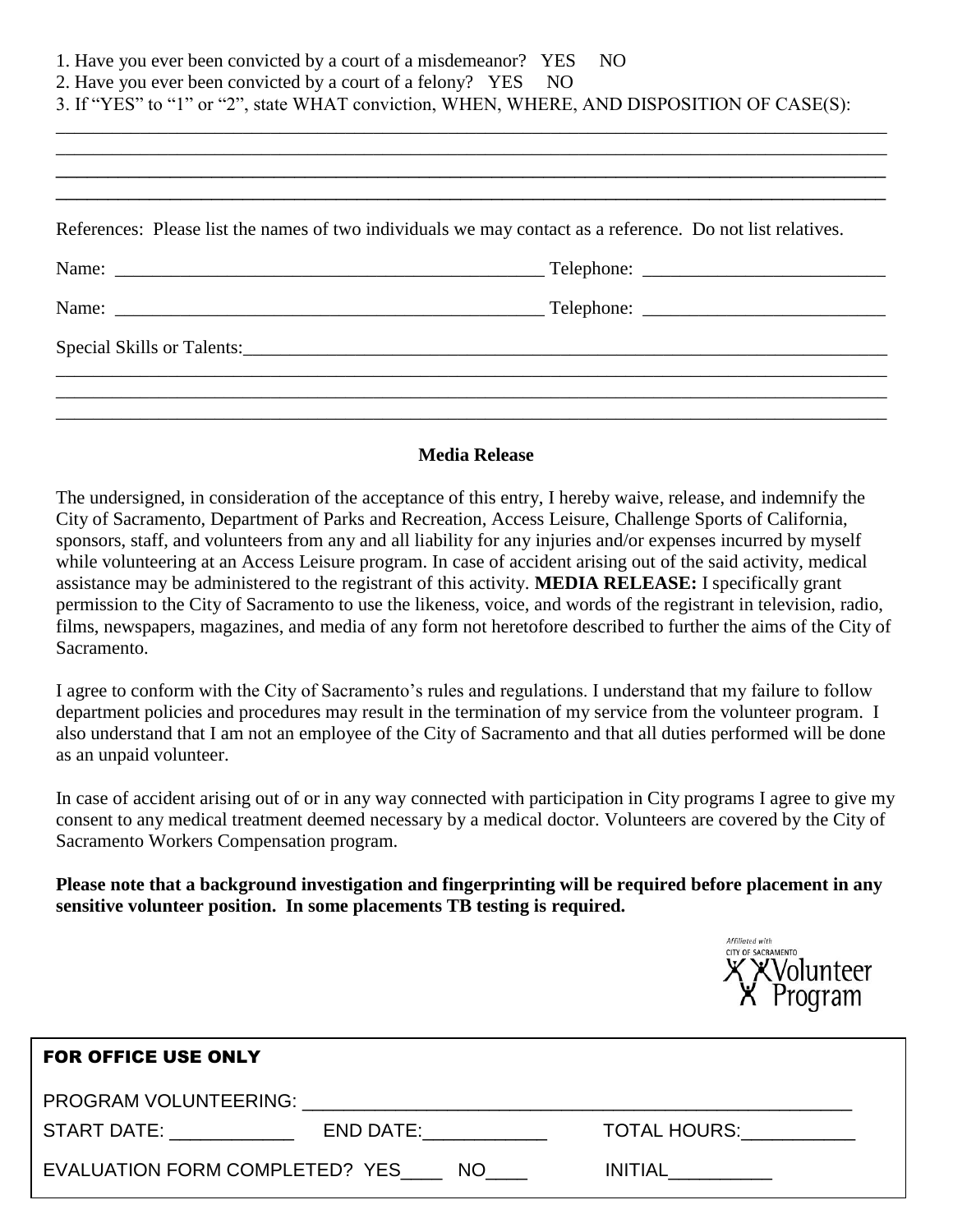1. Have you ever been convicted by a court of a misdemeanor? YES NO
2. Have you ever been convicted by a court of a felony? YES NO
3. If "YES" to "1" or "2", state WHAT conviction, WHEN, WHERE, AND DISPOSITION OF CASE(S):

_______________________________________________________________________________

_______________________________________________________________________________

_______________________________________________________________________________

_______________________________________________________________________________

References: Please list the names of two individuals we may contact as a reference. Do not list relatives.

Name: _______________________________________ Telephone: _____________________

Name: _______________________________________ Telephone: _____________________

Special Skills or Talents:_______________________________________________________

_______________________________________________________________________________

_______________________________________________________________________________

_______________________________________________________________________________

**Media Release**

The undersigned, in consideration of the acceptance of this entry, I hereby waive, release, and indemnify the City of Sacramento, Department of Parks and Recreation, Access Leisure, Challenge Sports of California, sponsors, staff, and volunteers from any and all liability for any injuries and/or expenses incurred by myself while volunteering at an Access Leisure program. In case of accident arising out of the said activity, medical assistance may be administered to the registrant of this activity. **MEDIA RELEASE:** I specifically grant permission to the City of Sacramento to use the likeness, voice, and words of the registrant in television, radio, films, newspapers, magazines, and media of any form not heretofore described to further the aims of the City of Sacramento.

I agree to conform with the City of Sacramento's rules and regulations. I understand that my failure to follow department policies and procedures may result in the termination of my service from the volunteer program. I also understand that I am not an employee of the City of Sacramento and that all duties performed will be done as an unpaid volunteer.

In case of accident arising out of or in any way connected with participation in City programs I agree to give my consent to any medical treatment deemed necessary by a medical doctor. Volunteers are covered by the City of Sacramento Workers Compensation program.

**Please note that a background investigation and fingerprinting will be required before placement in any sensitive volunteer position. In some placements TB testing is required.**

Affiliated with CITY OF SACRAMENTO Volunteer Program

**FOR OFFICE USE ONLY**

PROGRAM VOLUNTEERING: _______________________________________________

START DATE: ____________ END DATE:____________ TOTAL HOURS:___________

EVALUATION FORM COMPLETED? YES____ NO____ INITIAL__________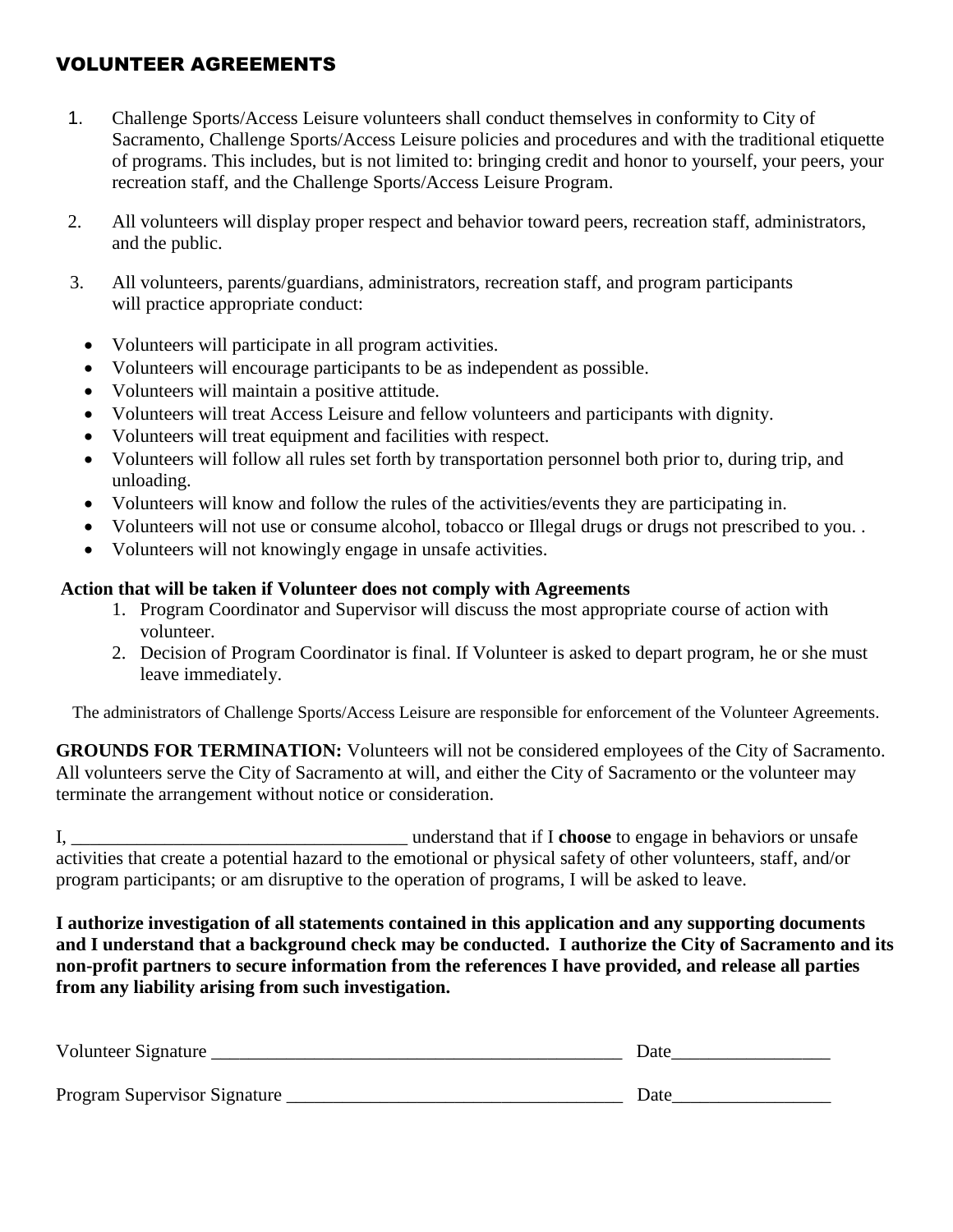## VOLUNTEER AGREEMENTS

1. Challenge Sports/Access Leisure volunteers shall conduct themselves in conformity to City of Sacramento, Challenge Sports/Access Leisure policies and procedures and with the traditional etiquette of programs. This includes, but is not limited to: bringing credit and honor to yourself, your peers, your recreation staff, and the Challenge Sports/Access Leisure Program.

2. All volunteers will display proper respect and behavior toward peers, recreation staff, administrators, and the public.

3. All volunteers, parents/guardians, administrators, recreation staff, and program participants will practice appropriate conduct:

- Volunteers will participate in all program activities.
- Volunteers will encourage participants to be as independent as possible.
- Volunteers will maintain a positive attitude.
- Volunteers will treat Access Leisure and fellow volunteers and participants with dignity.
- Volunteers will treat equipment and facilities with respect.
- Volunteers will follow all rules set forth by transportation personnel both prior to, during trip, and unloading.
- Volunteers will know and follow the rules of the activities/events they are participating in.
- Volunteers will not use or consume alcohol, tobacco or Illegal drugs or drugs not prescribed to you. .
- Volunteers will not knowingly engage in unsafe activities.

**Action that will be taken if Volunteer does not comply with Agreements**

1. Program Coordinator and Supervisor will discuss the most appropriate course of action with volunteer.
2. Decision of Program Coordinator is final. If Volunteer is asked to depart program, he or she must leave immediately.

The administrators of Challenge Sports/Access Leisure are responsible for enforcement of the Volunteer Agreements.

**GROUNDS FOR TERMINATION:** Volunteers will not be considered employees of the City of Sacramento. All volunteers serve the City of Sacramento at will, and either the City of Sacramento or the volunteer may terminate the arrangement without notice or consideration.

I, ____________________________________ understand that if I **choose** to engage in behaviors or unsafe activities that create a potential hazard to the emotional or physical safety of other volunteers, staff, and/or program participants; or am disruptive to the operation of programs, I will be asked to leave.

**I authorize investigation of all statements contained in this application and any supporting documents and I understand that a background check may be conducted. I authorize the City of Sacramento and its non-profit partners to secure information from the references I have provided, and release all parties from any liability arising from such investigation.**

Volunteer Signature _____________________________________________ Date_________________

Program Supervisor Signature ____________________________________ Date_________________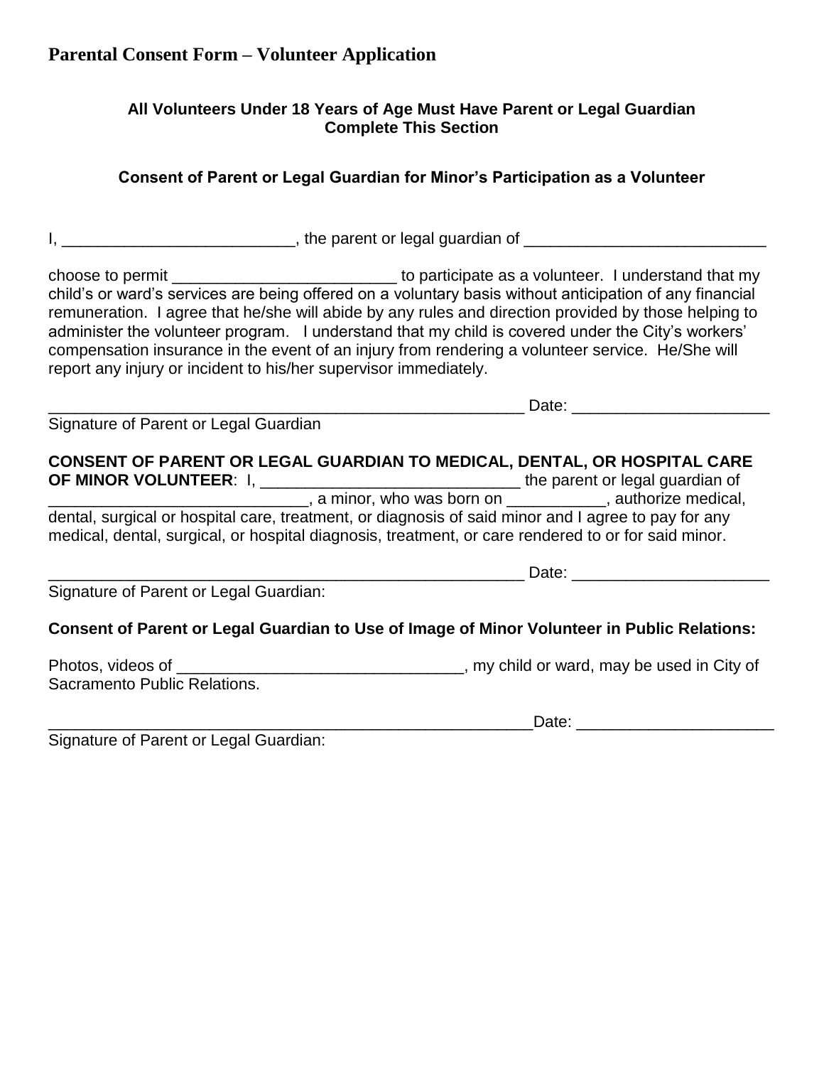# Parental Consent Form – Volunteer Application

**All Volunteers Under 18 Years of Age Must Have Parent or Legal Guardian Complete This Section**

**Consent of Parent or Legal Guardian for Minor's Participation as a Volunteer**

I, __________________________, the parent or legal guardian of ___________________________

choose to permit _________________________ to participate as a volunteer. I understand that my child's or ward's services are being offered on a voluntary basis without anticipation of any financial remuneration. I agree that he/she will abide by any rules and direction provided by those helping to administer the volunteer program. I understand that my child is covered under the City's workers' compensation insurance in the event of an injury from rendering a volunteer service. He/She will report any injury or incident to his/her supervisor immediately.

________________________________________________________ Date: ______________________
Signature of Parent or Legal Guardian

**CONSENT OF PARENT OR LEGAL GUARDIAN TO MEDICAL, DENTAL, OR HOSPITAL CARE OF MINOR VOLUNTEER**: I, ______________________________ the parent or legal guardian of _____________________________, a minor, who was born on ___________, authorize medical, dental, surgical or hospital care, treatment, or diagnosis of said minor and I agree to pay for any medical, dental, surgical, or hospital diagnosis, treatment, or care rendered to or for said minor.

________________________________________________________ Date: ______________________
Signature of Parent or Legal Guardian:

**Consent of Parent or Legal Guardian to Use of Image of Minor Volunteer in Public Relations:**

Photos, videos of ________________________________, my child or ward, may be used in City of Sacramento Public Relations.

_________________________________________________________Date: ______________________
Signature of Parent or Legal Guardian: